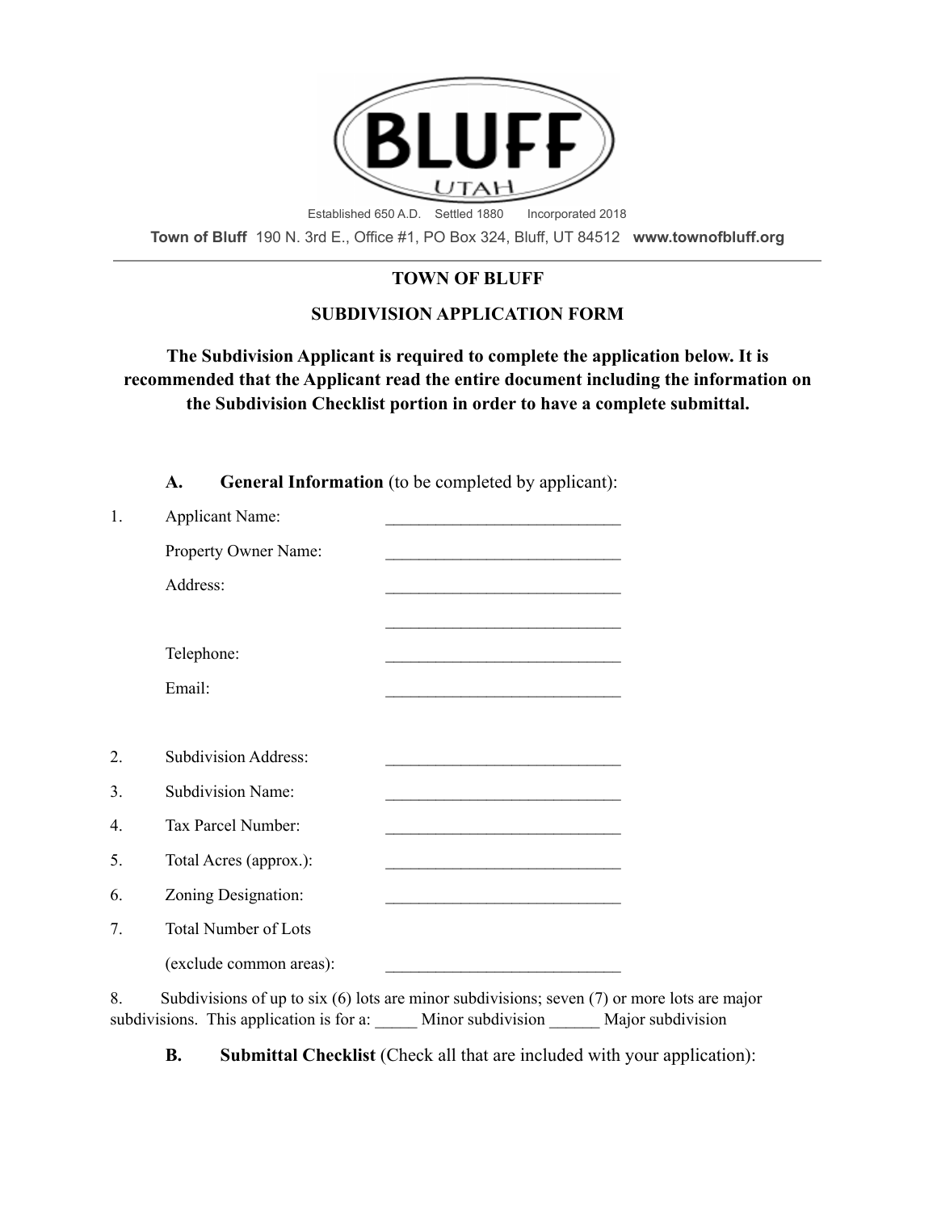BLUFF

UTAH

Established 650 A.D. Settled 1880 Incorporated 2018

**Town of Bluff** 190 N. 3rd E., Office #1, PO Box 324, Bluff, UT 84512 **www.townofbluff.org**

---

# TOWN OF BLUFF

## SUBDIVISION APPLICATION FORM

**The Subdivision Applicant is required to complete the application below. It is recommended that the Applicant read the entire document including the information on the Subdivision Checklist portion in order to have a complete submittal.**

**A. General Information** (to be completed by applicant):

1. Applicant Name: ____________________________

   Property Owner Name: ____________________________

   Address: ____________________________

   ____________________________

   Telephone: ____________________________

   Email: ____________________________

2. Subdivision Address: ____________________________
3. Subdivision Name: ____________________________
4. Tax Parcel Number: ____________________________
5. Total Acres (approx.): ____________________________
6. Zoning Designation: ____________________________
7. Total Number of Lots

   (exclude common areas): ____________________________

8. Subdivisions of up to six (6) lots are minor subdivisions; seven (7) or more lots are major subdivisions. This application is for a: _____ Minor subdivision ______ Major subdivision

**B. Submittal Checklist** (Check all that are included with your application):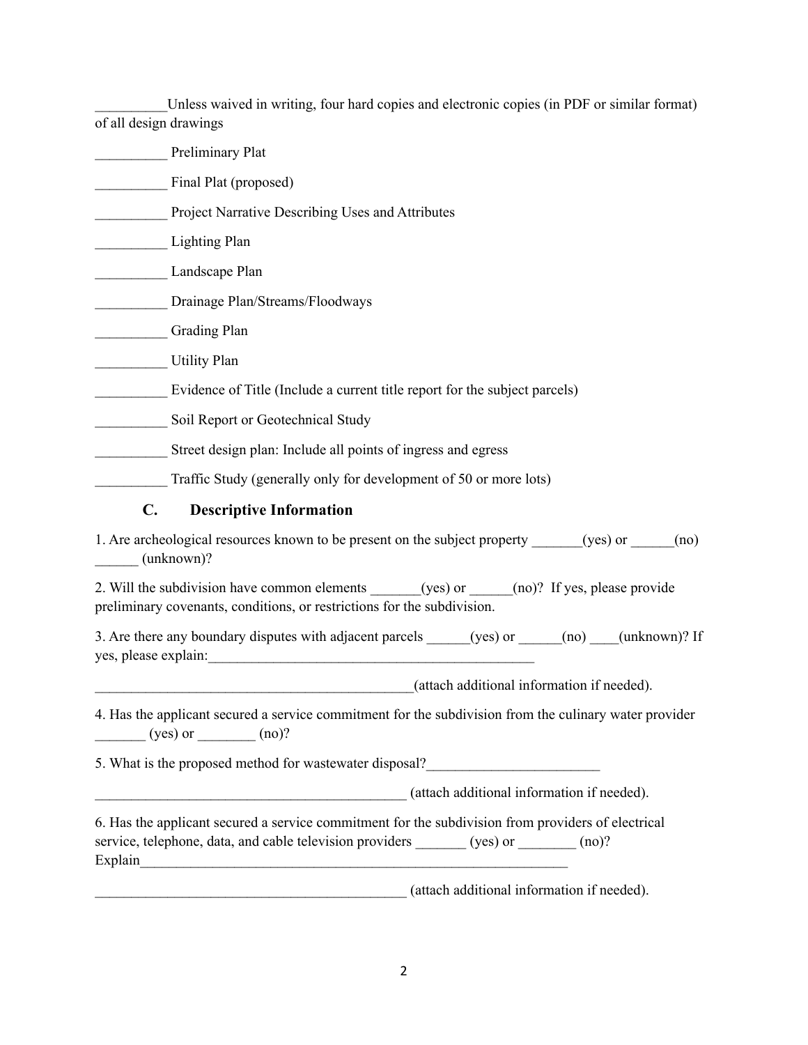__________Unless waived in writing, four hard copies and electronic copies (in PDF or similar format) of all design drawings

__________ Preliminary Plat

__________ Final Plat (proposed)

__________ Project Narrative Describing Uses and Attributes

__________ Lighting Plan

__________ Landscape Plan

__________ Drainage Plan/Streams/Floodways

__________ Grading Plan

__________ Utility Plan

__________ Evidence of Title (Include a current title report for the subject parcels)

__________ Soil Report or Geotechnical Study

__________ Street design plan: Include all points of ingress and egress

__________ Traffic Study (generally only for development of 50 or more lots)

### C. Descriptive Information

1. Are archeological resources known to be present on the subject property _______(yes) or ______(no) ______ (unknown)?

2. Will the subdivision have common elements _______(yes) or ______(no)? If yes, please provide preliminary covenants, conditions, or restrictions for the subdivision.

3. Are there any boundary disputes with adjacent parcels ______(yes) or ______(no) ____(unknown)? If yes, please explain:_______________________________________________

_____________________________________________(attach additional information if needed).

4. Has the applicant secured a service commitment for the subdivision from the culinary water provider _______ (yes) or ________ (no)?

5. What is the proposed method for wastewater disposal?________________________

____________________________________________ (attach additional information if needed).

6. Has the applicant secured a service commitment for the subdivision from providers of electrical service, telephone, data, and cable television providers _______ (yes) or ________ (no)? Explain______________________________________________________________

____________________________________________ (attach additional information if needed).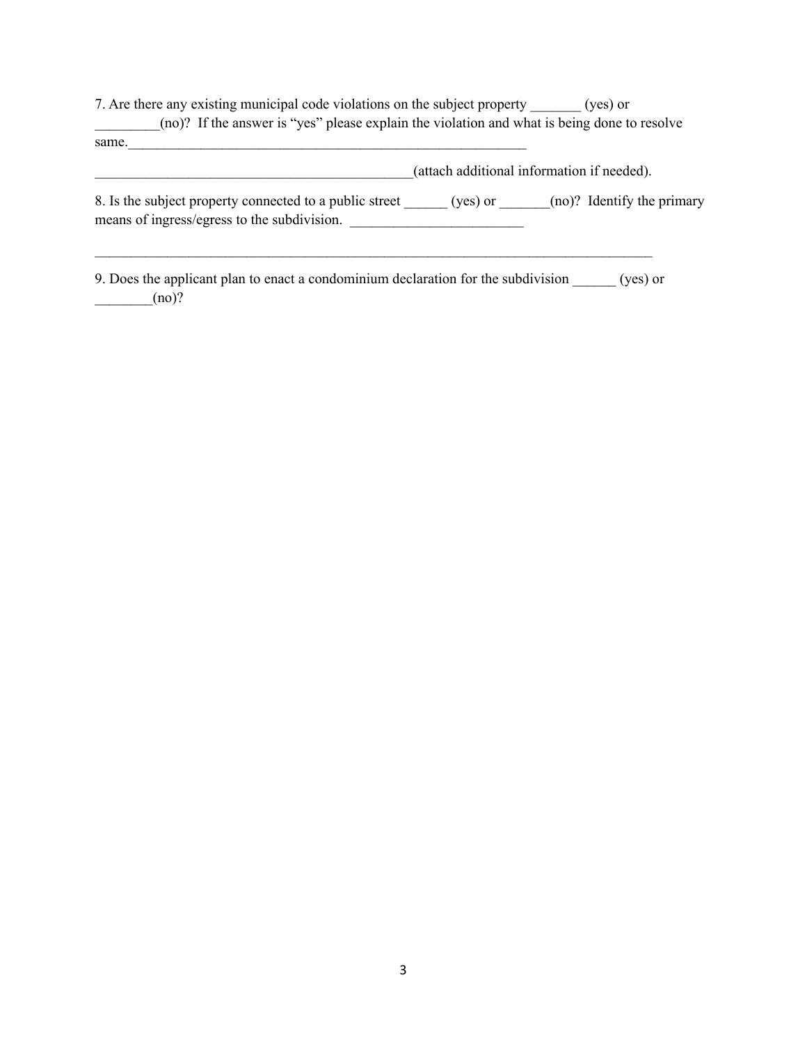7. Are there any existing municipal code violations on the subject property _______ (yes) or _________(no)? If the answer is “yes” please explain the violation and what is being done to resolve same.___________________________________________________________

_____________________________________________(attach additional information if needed).

8. Is the subject property connected to a public street ______ (yes) or _______(no)? Identify the primary means of ingress/egress to the subdivision. ________________________

________________________________________________________________________________

9. Does the applicant plan to enact a condominium declaration for the subdivision ______ (yes) or ________(no)?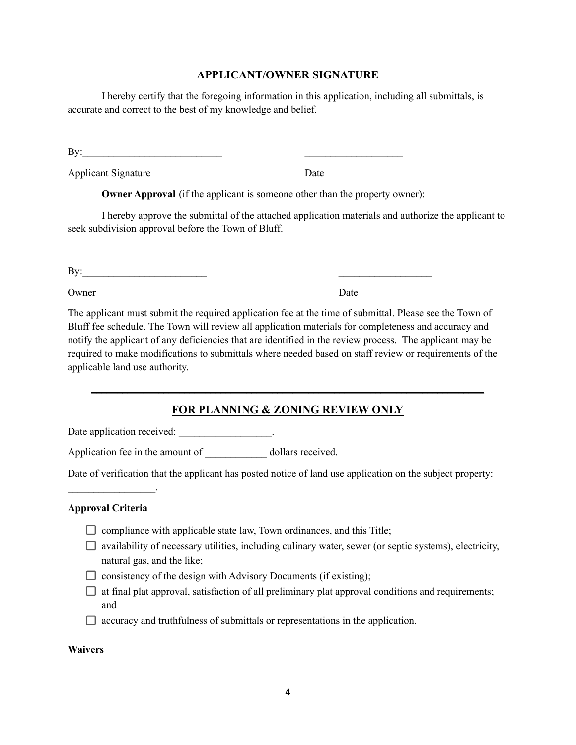## APPLICANT/OWNER SIGNATURE

I hereby certify that the foregoing information in this application, including all submittals, is accurate and correct to the best of my knowledge and belief.

By:___________________________ ___________________

Applicant Signature Date

**Owner Approval** (if the applicant is someone other than the property owner):

I hereby approve the submittal of the attached application materials and authorize the applicant to seek subdivision approval before the Town of Bluff.

By:________________________ __________________

Owner Date

The applicant must submit the required application fee at the time of submittal. Please see the Town of Bluff fee schedule. The Town will review all application materials for completeness and accuracy and notify the applicant of any deficiencies that are identified in the review process. The applicant may be required to make modifications to submittals where needed based on staff review or requirements of the applicable land use authority.

---

## FOR PLANNING & ZONING REVIEW ONLY

Date application received: __________________.

Application fee in the amount of ____________ dollars received.

Date of verification that the applicant has posted notice of land use application on the subject property: _________________.

**Approval Criteria**

- ☐ compliance with applicable state law, Town ordinances, and this Title;
- ☐ availability of necessary utilities, including culinary water, sewer (or septic systems), electricity, natural gas, and the like;
- ☐ consistency of the design with Advisory Documents (if existing);
- ☐ at final plat approval, satisfaction of all preliminary plat approval conditions and requirements; and
- ☐ accuracy and truthfulness of submittals or representations in the application.

**Waivers**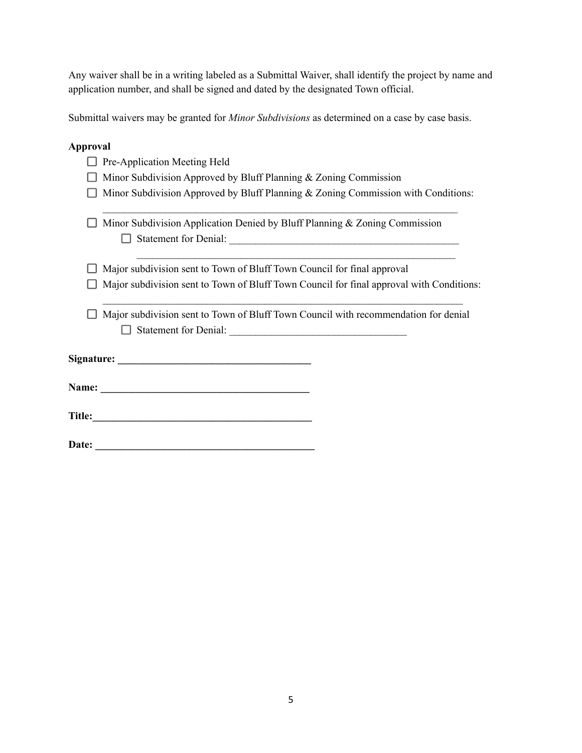Any waiver shall be in a writing labeled as a Submittal Waiver, shall identify the project by name and application number, and shall be signed and dated by the designated Town official.

Submittal waivers may be granted for *Minor Subdivisions* as determined on a case by case basis.

**Approval**

- ☐ Pre-Application Meeting Held
- ☐ Minor Subdivision Approved by Bluff Planning & Zoning Commission
- ☐ Minor Subdivision Approved by Bluff Planning & Zoning Commission with Conditions:
  ______________________________________________________________________
- ☐ Minor Subdivision Application Denied by Bluff Planning & Zoning Commission
  - ☐ Statement for Denial: _____________________________________________
    ______________________________________________________________
- ☐ Major subdivision sent to Town of Bluff Town Council for final approval
- ☐ Major subdivision sent to Town of Bluff Town Council for final approval with Conditions:
  ______________________________________________________________________
- ☐ Major subdivision sent to Town of Bluff Town Council with recommendation for denial
  - ☐ Statement for Denial: __________________________________

**Signature: _____________________________________**

**Name: ________________________________________**

**Title:___________________________________________**

**Date: __________________________________________**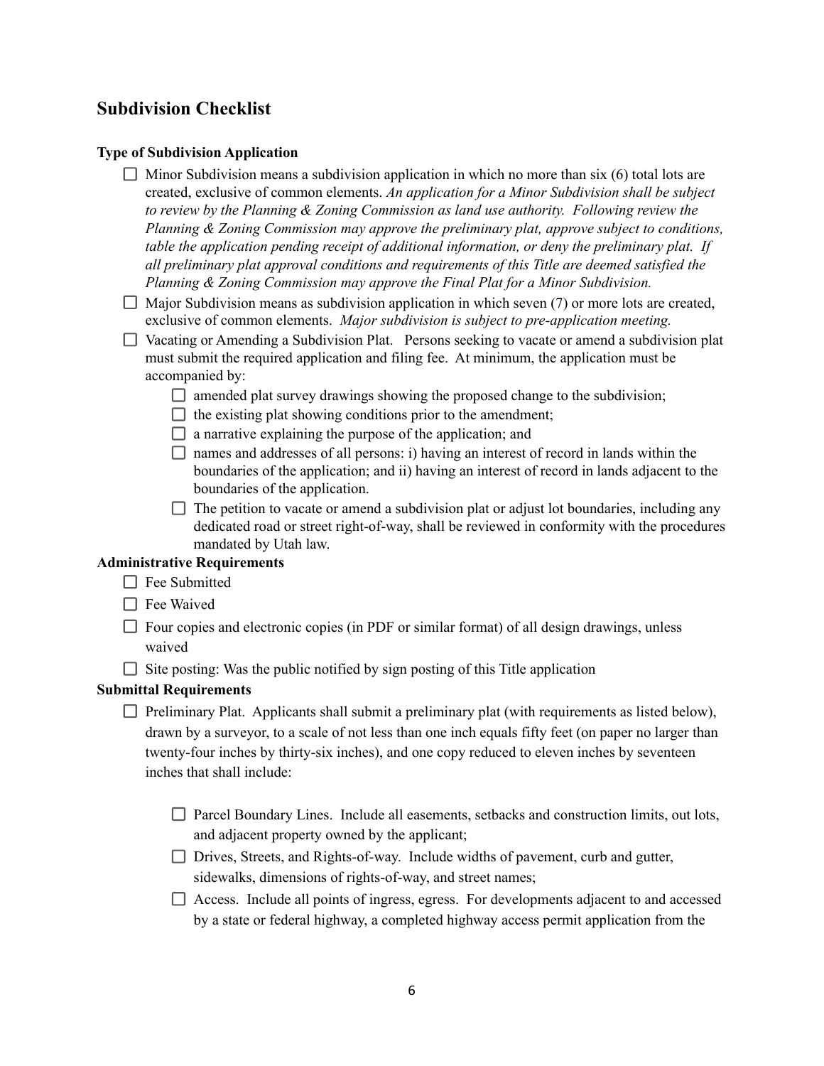## Subdivision Checklist

**Type of Subdivision Application**

- ☐ Minor Subdivision means a subdivision application in which no more than six (6) total lots are created, exclusive of common elements. *An application for a Minor Subdivision shall be subject to review by the Planning & Zoning Commission as land use authority. Following review the Planning & Zoning Commission may approve the preliminary plat, approve subject to conditions, table the application pending receipt of additional information, or deny the preliminary plat. If all preliminary plat approval conditions and requirements of this Title are deemed satisfied the Planning & Zoning Commission may approve the Final Plat for a Minor Subdivision.*
- ☐ Major Subdivision means as subdivision application in which seven (7) or more lots are created, exclusive of common elements. *Major subdivision is subject to pre-application meeting.*
- ☐ Vacating or Amending a Subdivision Plat. Persons seeking to vacate or amend a subdivision plat must submit the required application and filing fee. At minimum, the application must be accompanied by:
  - ☐ amended plat survey drawings showing the proposed change to the subdivision;
  - ☐ the existing plat showing conditions prior to the amendment;
  - ☐ a narrative explaining the purpose of the application; and
  - ☐ names and addresses of all persons: i) having an interest of record in lands within the boundaries of the application; and ii) having an interest of record in lands adjacent to the boundaries of the application.
  - ☐ The petition to vacate or amend a subdivision plat or adjust lot boundaries, including any dedicated road or street right-of-way, shall be reviewed in conformity with the procedures mandated by Utah law.

**Administrative Requirements**

- ☐ Fee Submitted
- ☐ Fee Waived
- ☐ Four copies and electronic copies (in PDF or similar format) of all design drawings, unless waived
- ☐ Site posting: Was the public notified by sign posting of this Title application

**Submittal Requirements**

- ☐ Preliminary Plat. Applicants shall submit a preliminary plat (with requirements as listed below), drawn by a surveyor, to a scale of not less than one inch equals fifty feet (on paper no larger than twenty-four inches by thirty-six inches), and one copy reduced to eleven inches by seventeen inches that shall include:
  - ☐ Parcel Boundary Lines. Include all easements, setbacks and construction limits, out lots, and adjacent property owned by the applicant;
  - ☐ Drives, Streets, and Rights-of-way. Include widths of pavement, curb and gutter, sidewalks, dimensions of rights-of-way, and street names;
  - ☐ Access. Include all points of ingress, egress. For developments adjacent to and accessed by a state or federal highway, a completed highway access permit application from the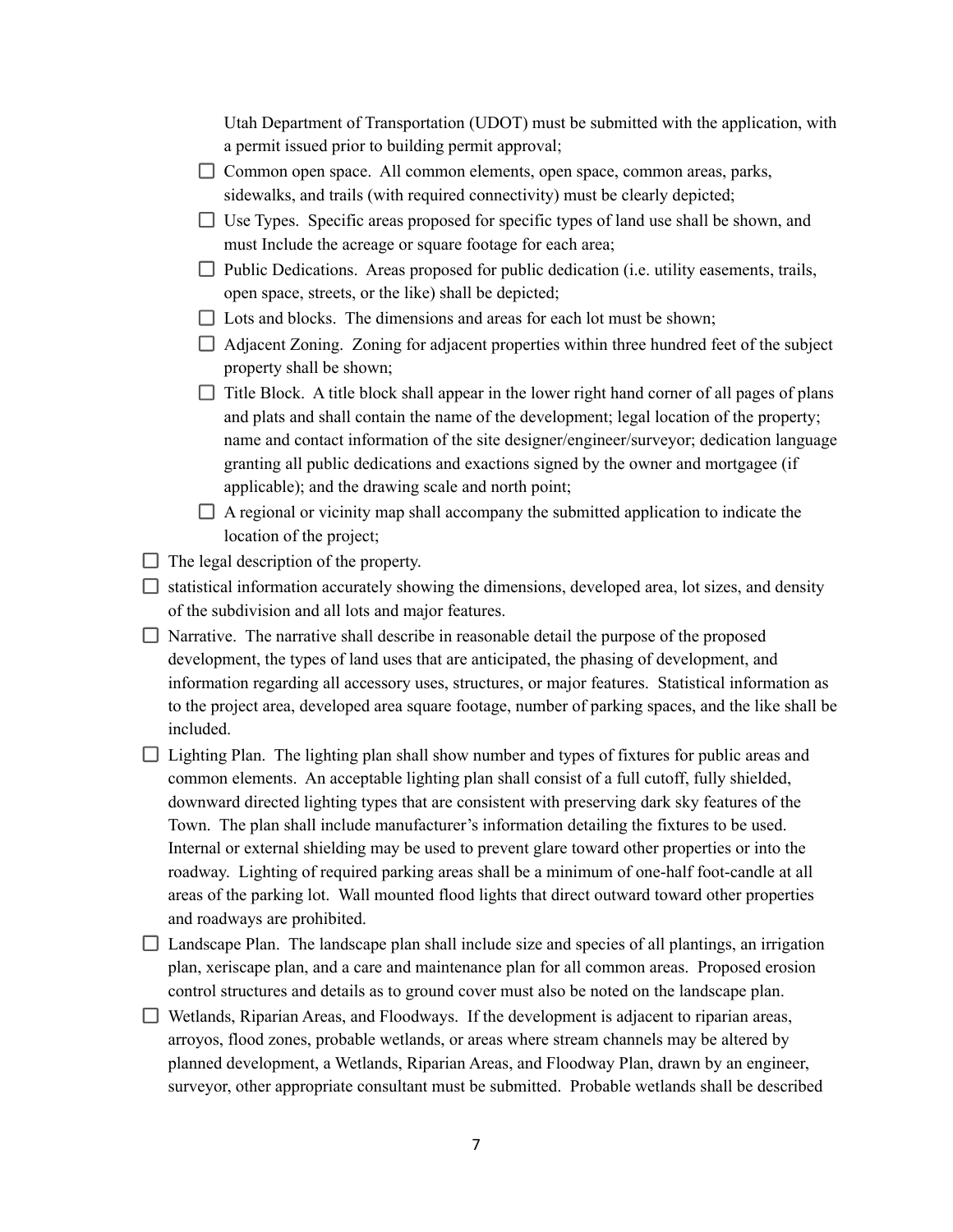Utah Department of Transportation (UDOT) must be submitted with the application, with a permit issued prior to building permit approval;

- ☐ Common open space. All common elements, open space, common areas, parks, sidewalks, and trails (with required connectivity) must be clearly depicted;
- ☐ Use Types. Specific areas proposed for specific types of land use shall be shown, and must Include the acreage or square footage for each area;
- ☐ Public Dedications. Areas proposed for public dedication (i.e. utility easements, trails, open space, streets, or the like) shall be depicted;
- ☐ Lots and blocks. The dimensions and areas for each lot must be shown;
- ☐ Adjacent Zoning. Zoning for adjacent properties within three hundred feet of the subject property shall be shown;
- ☐ Title Block. A title block shall appear in the lower right hand corner of all pages of plans and plats and shall contain the name of the development; legal location of the property; name and contact information of the site designer/engineer/surveyor; dedication language granting all public dedications and exactions signed by the owner and mortgagee (if applicable); and the drawing scale and north point;
- ☐ A regional or vicinity map shall accompany the submitted application to indicate the location of the project;

☐ The legal description of the property.

☐ statistical information accurately showing the dimensions, developed area, lot sizes, and density of the subdivision and all lots and major features.

☐ Narrative. The narrative shall describe in reasonable detail the purpose of the proposed development, the types of land uses that are anticipated, the phasing of development, and information regarding all accessory uses, structures, or major features. Statistical information as to the project area, developed area square footage, number of parking spaces, and the like shall be included.

☐ Lighting Plan. The lighting plan shall show number and types of fixtures for public areas and common elements. An acceptable lighting plan shall consist of a full cutoff, fully shielded, downward directed lighting types that are consistent with preserving dark sky features of the Town. The plan shall include manufacturer's information detailing the fixtures to be used. Internal or external shielding may be used to prevent glare toward other properties or into the roadway. Lighting of required parking areas shall be a minimum of one-half foot-candle at all areas of the parking lot. Wall mounted flood lights that direct outward toward other properties and roadways are prohibited.

☐ Landscape Plan. The landscape plan shall include size and species of all plantings, an irrigation plan, xeriscape plan, and a care and maintenance plan for all common areas. Proposed erosion control structures and details as to ground cover must also be noted on the landscape plan.

☐ Wetlands, Riparian Areas, and Floodways. If the development is adjacent to riparian areas, arroyos, flood zones, probable wetlands, or areas where stream channels may be altered by planned development, a Wetlands, Riparian Areas, and Floodway Plan, drawn by an engineer, surveyor, other appropriate consultant must be submitted. Probable wetlands shall be described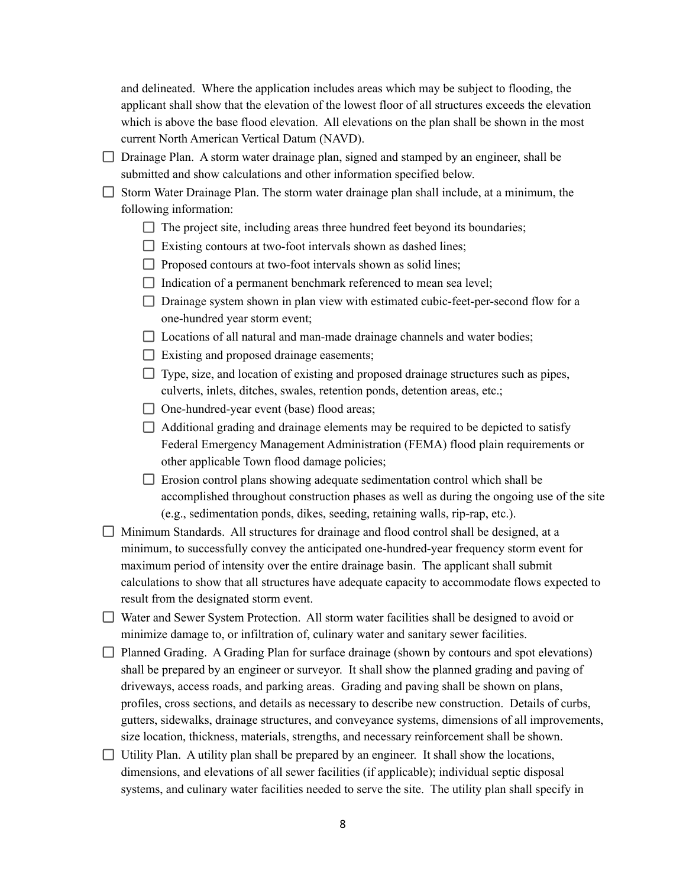and delineated. Where the application includes areas which may be subject to flooding, the applicant shall show that the elevation of the lowest floor of all structures exceeds the elevation which is above the base flood elevation. All elevations on the plan shall be shown in the most current North American Vertical Datum (NAVD).

- [ ] Drainage Plan. A storm water drainage plan, signed and stamped by an engineer, shall be submitted and show calculations and other information specified below.
- [ ] Storm Water Drainage Plan. The storm water drainage plan shall include, at a minimum, the following information:
    - [ ] The project site, including areas three hundred feet beyond its boundaries;
    - [ ] Existing contours at two-foot intervals shown as dashed lines;
    - [ ] Proposed contours at two-foot intervals shown as solid lines;
    - [ ] Indication of a permanent benchmark referenced to mean sea level;
    - [ ] Drainage system shown in plan view with estimated cubic-feet-per-second flow for a one-hundred year storm event;
    - [ ] Locations of all natural and man-made drainage channels and water bodies;
    - [ ] Existing and proposed drainage easements;
    - [ ] Type, size, and location of existing and proposed drainage structures such as pipes, culverts, inlets, ditches, swales, retention ponds, detention areas, etc.;
    - [ ] One-hundred-year event (base) flood areas;
    - [ ] Additional grading and drainage elements may be required to be depicted to satisfy Federal Emergency Management Administration (FEMA) flood plain requirements or other applicable Town flood damage policies;
    - [ ] Erosion control plans showing adequate sedimentation control which shall be accomplished throughout construction phases as well as during the ongoing use of the site (e.g., sedimentation ponds, dikes, seeding, retaining walls, rip-rap, etc.).
- [ ] Minimum Standards. All structures for drainage and flood control shall be designed, at a minimum, to successfully convey the anticipated one-hundred-year frequency storm event for maximum period of intensity over the entire drainage basin. The applicant shall submit calculations to show that all structures have adequate capacity to accommodate flows expected to result from the designated storm event.
- [ ] Water and Sewer System Protection. All storm water facilities shall be designed to avoid or minimize damage to, or infiltration of, culinary water and sanitary sewer facilities.
- [ ] Planned Grading. A Grading Plan for surface drainage (shown by contours and spot elevations) shall be prepared by an engineer or surveyor. It shall show the planned grading and paving of driveways, access roads, and parking areas. Grading and paving shall be shown on plans, profiles, cross sections, and details as necessary to describe new construction. Details of curbs, gutters, sidewalks, drainage structures, and conveyance systems, dimensions of all improvements, size location, thickness, materials, strengths, and necessary reinforcement shall be shown.
- [ ] Utility Plan. A utility plan shall be prepared by an engineer. It shall show the locations, dimensions, and elevations of all sewer facilities (if applicable); individual septic disposal systems, and culinary water facilities needed to serve the site. The utility plan shall specify in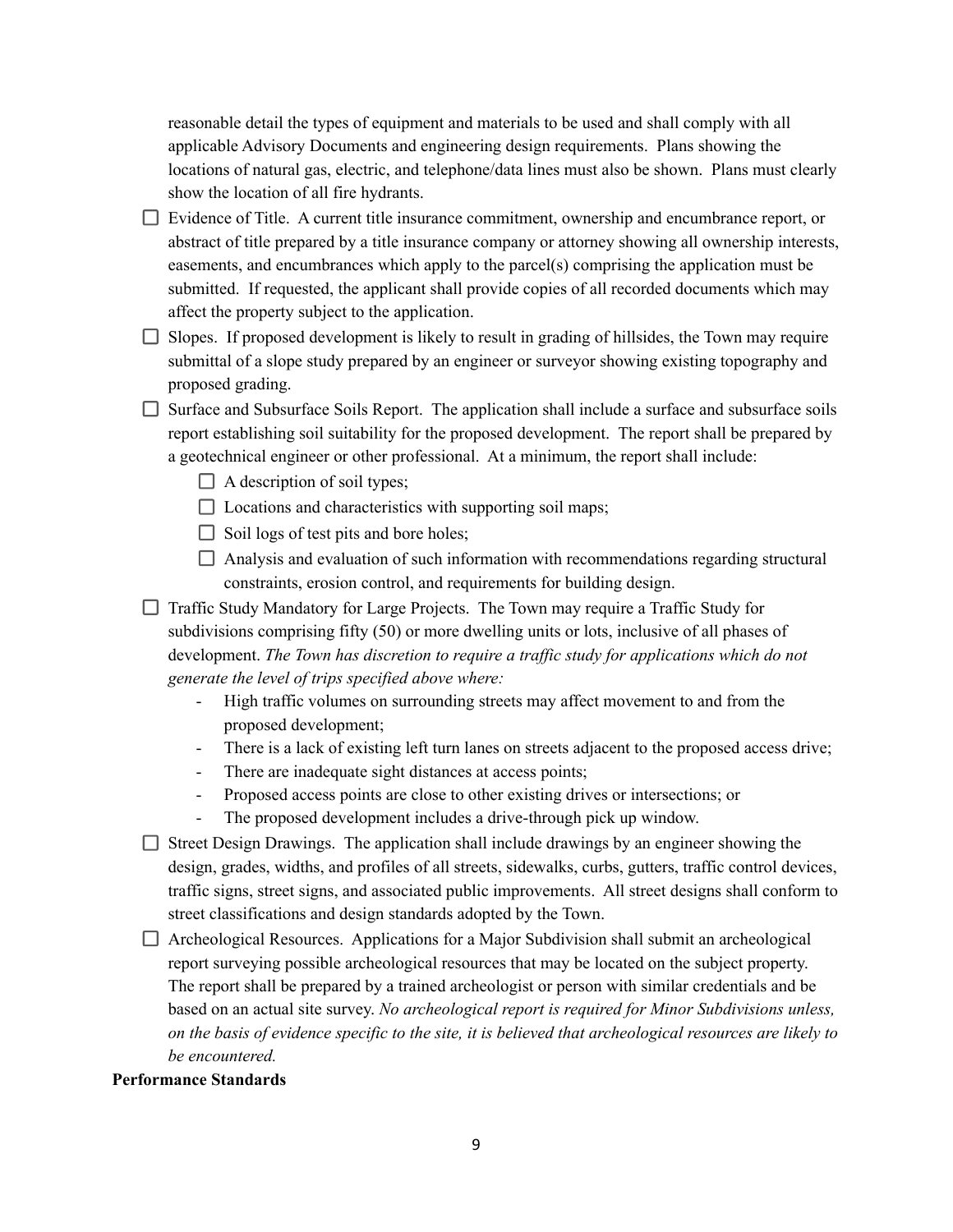reasonable detail the types of equipment and materials to be used and shall comply with all applicable Advisory Documents and engineering design requirements. Plans showing the locations of natural gas, electric, and telephone/data lines must also be shown. Plans must clearly show the location of all fire hydrants.

- [ ] Evidence of Title. A current title insurance commitment, ownership and encumbrance report, or abstract of title prepared by a title insurance company or attorney showing all ownership interests, easements, and encumbrances which apply to the parcel(s) comprising the application must be submitted. If requested, the applicant shall provide copies of all recorded documents which may affect the property subject to the application.
- [ ] Slopes. If proposed development is likely to result in grading of hillsides, the Town may require submittal of a slope study prepared by an engineer or surveyor showing existing topography and proposed grading.
- [ ] Surface and Subsurface Soils Report. The application shall include a surface and subsurface soils report establishing soil suitability for the proposed development. The report shall be prepared by a geotechnical engineer or other professional. At a minimum, the report shall include:
    - [ ] A description of soil types;
    - [ ] Locations and characteristics with supporting soil maps;
    - [ ] Soil logs of test pits and bore holes;
    - [ ] Analysis and evaluation of such information with recommendations regarding structural constraints, erosion control, and requirements for building design.
- [ ] Traffic Study Mandatory for Large Projects. The Town may require a Traffic Study for subdivisions comprising fifty (50) or more dwelling units or lots, inclusive of all phases of development. *The Town has discretion to require a traffic study for applications which do not generate the level of trips specified above where:*
    - High traffic volumes on surrounding streets may affect movement to and from the proposed development;
    - There is a lack of existing left turn lanes on streets adjacent to the proposed access drive;
    - There are inadequate sight distances at access points;
    - Proposed access points are close to other existing drives or intersections; or
    - The proposed development includes a drive-through pick up window.
- [ ] Street Design Drawings. The application shall include drawings by an engineer showing the design, grades, widths, and profiles of all streets, sidewalks, curbs, gutters, traffic control devices, traffic signs, street signs, and associated public improvements. All street designs shall conform to street classifications and design standards adopted by the Town.
- [ ] Archeological Resources. Applications for a Major Subdivision shall submit an archeological report surveying possible archeological resources that may be located on the subject property. The report shall be prepared by a trained archeologist or person with similar credentials and be based on an actual site survey. *No archeological report is required for Minor Subdivisions unless, on the basis of evidence specific to the site, it is believed that archeological resources are likely to be encountered.*

**Performance Standards**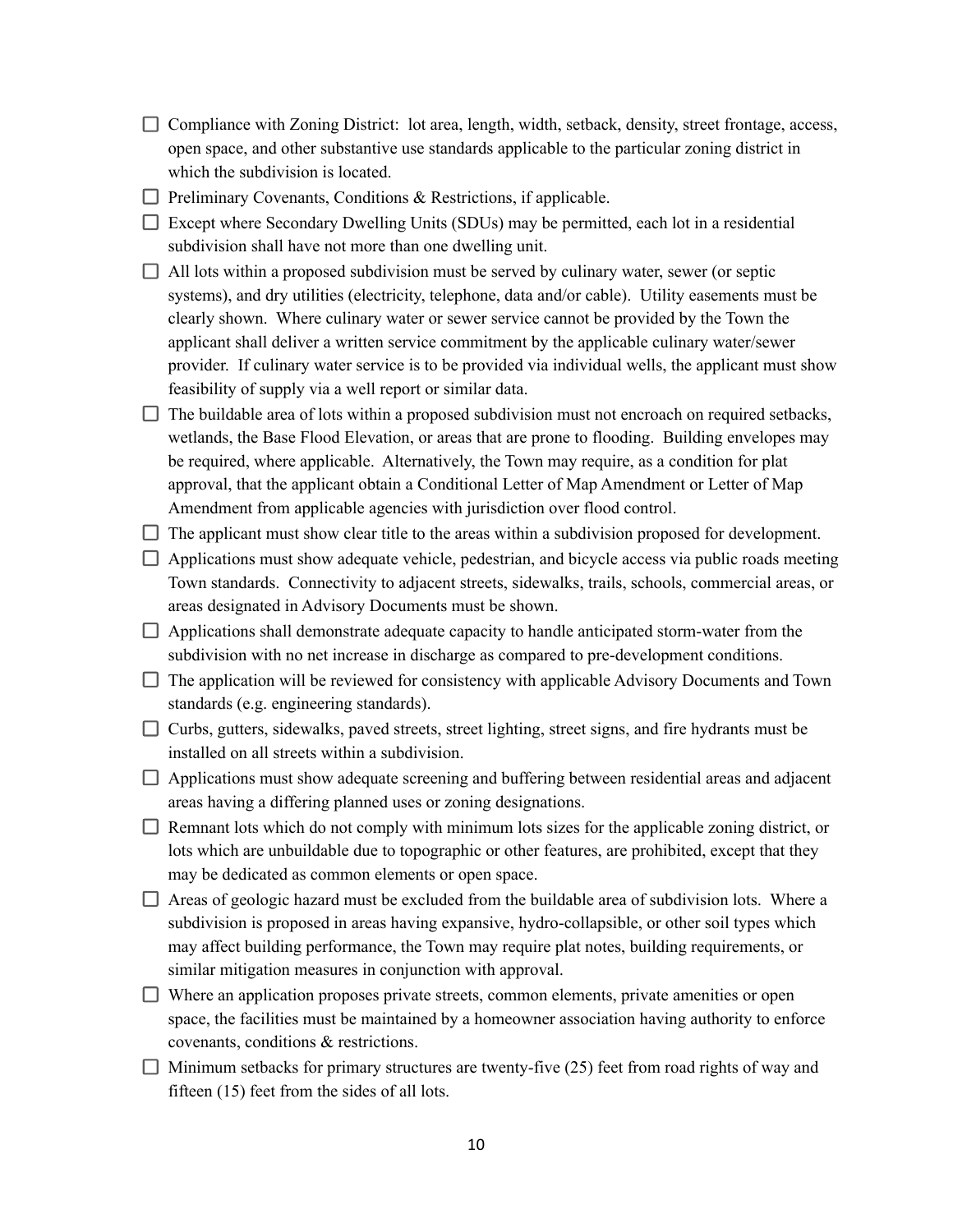- [ ] Compliance with Zoning District: lot area, length, width, setback, density, street frontage, access, open space, and other substantive use standards applicable to the particular zoning district in which the subdivision is located.
- [ ] Preliminary Covenants, Conditions & Restrictions, if applicable.
- [ ] Except where Secondary Dwelling Units (SDUs) may be permitted, each lot in a residential subdivision shall have not more than one dwelling unit.
- [ ] All lots within a proposed subdivision must be served by culinary water, sewer (or septic systems), and dry utilities (electricity, telephone, data and/or cable). Utility easements must be clearly shown. Where culinary water or sewer service cannot be provided by the Town the applicant shall deliver a written service commitment by the applicable culinary water/sewer provider. If culinary water service is to be provided via individual wells, the applicant must show feasibility of supply via a well report or similar data.
- [ ] The buildable area of lots within a proposed subdivision must not encroach on required setbacks, wetlands, the Base Flood Elevation, or areas that are prone to flooding. Building envelopes may be required, where applicable. Alternatively, the Town may require, as a condition for plat approval, that the applicant obtain a Conditional Letter of Map Amendment or Letter of Map Amendment from applicable agencies with jurisdiction over flood control.
- [ ] The applicant must show clear title to the areas within a subdivision proposed for development.
- [ ] Applications must show adequate vehicle, pedestrian, and bicycle access via public roads meeting Town standards. Connectivity to adjacent streets, sidewalks, trails, schools, commercial areas, or areas designated in Advisory Documents must be shown.
- [ ] Applications shall demonstrate adequate capacity to handle anticipated storm-water from the subdivision with no net increase in discharge as compared to pre-development conditions.
- [ ] The application will be reviewed for consistency with applicable Advisory Documents and Town standards (e.g. engineering standards).
- [ ] Curbs, gutters, sidewalks, paved streets, street lighting, street signs, and fire hydrants must be installed on all streets within a subdivision.
- [ ] Applications must show adequate screening and buffering between residential areas and adjacent areas having a differing planned uses or zoning designations.
- [ ] Remnant lots which do not comply with minimum lots sizes for the applicable zoning district, or lots which are unbuildable due to topographic or other features, are prohibited, except that they may be dedicated as common elements or open space.
- [ ] Areas of geologic hazard must be excluded from the buildable area of subdivision lots. Where a subdivision is proposed in areas having expansive, hydro-collapsible, or other soil types which may affect building performance, the Town may require plat notes, building requirements, or similar mitigation measures in conjunction with approval.
- [ ] Where an application proposes private streets, common elements, private amenities or open space, the facilities must be maintained by a homeowner association having authority to enforce covenants, conditions & restrictions.
- [ ] Minimum setbacks for primary structures are twenty-five (25) feet from road rights of way and fifteen (15) feet from the sides of all lots.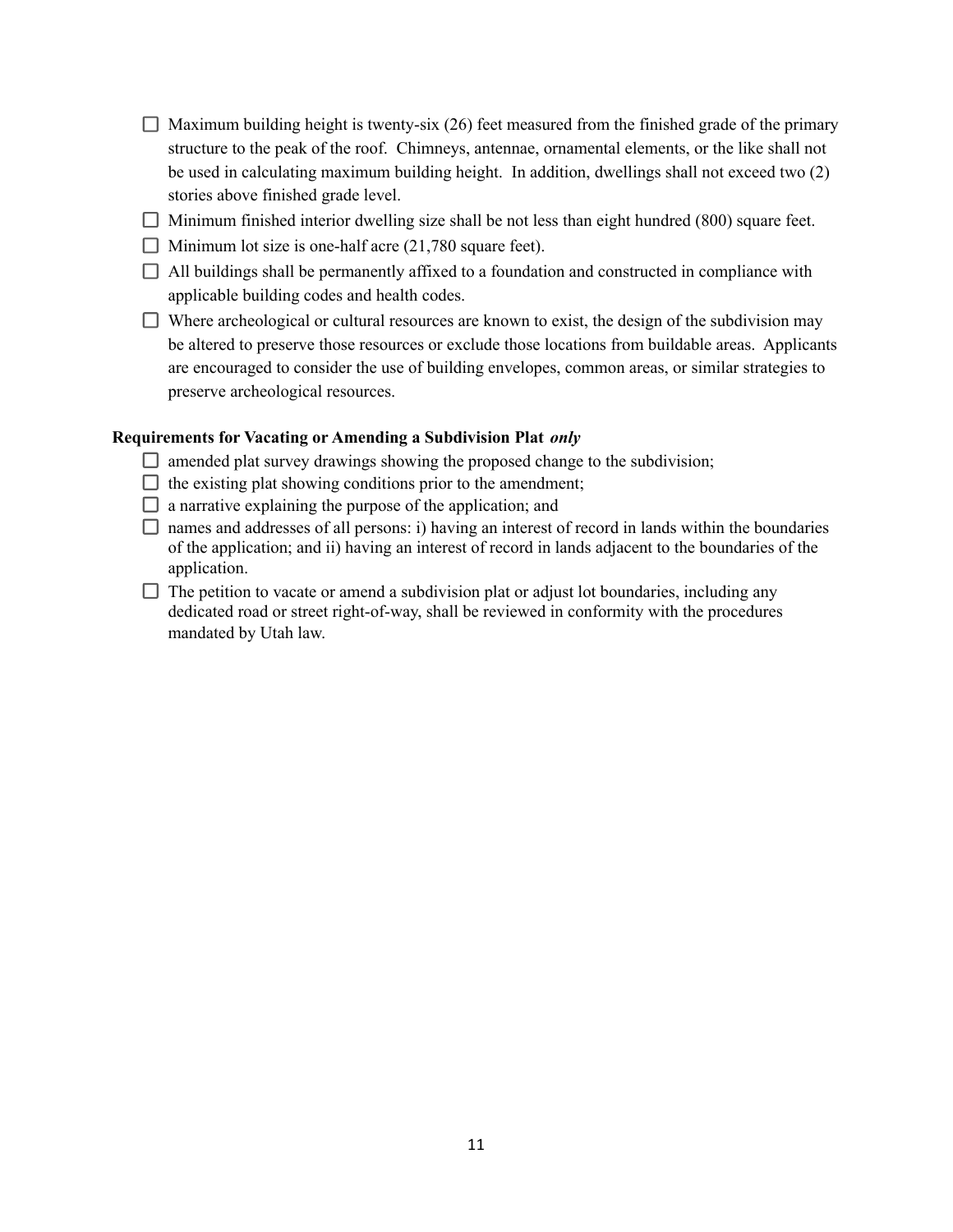- [ ] Maximum building height is twenty-six (26) feet measured from the finished grade of the primary structure to the peak of the roof. Chimneys, antennae, ornamental elements, or the like shall not be used in calculating maximum building height. In addition, dwellings shall not exceed two (2) stories above finished grade level.
- [ ] Minimum finished interior dwelling size shall be not less than eight hundred (800) square feet.
- [ ] Minimum lot size is one-half acre (21,780 square feet).
- [ ] All buildings shall be permanently affixed to a foundation and constructed in compliance with applicable building codes and health codes.
- [ ] Where archeological or cultural resources are known to exist, the design of the subdivision may be altered to preserve those resources or exclude those locations from buildable areas. Applicants are encouraged to consider the use of building envelopes, common areas, or similar strategies to preserve archeological resources.

**Requirements for Vacating or Amending a Subdivision Plat** ***only***

- [ ] amended plat survey drawings showing the proposed change to the subdivision;
- [ ] the existing plat showing conditions prior to the amendment;
- [ ] a narrative explaining the purpose of the application; and
- [ ] names and addresses of all persons: i) having an interest of record in lands within the boundaries of the application; and ii) having an interest of record in lands adjacent to the boundaries of the application.
- [ ] The petition to vacate or amend a subdivision plat or adjust lot boundaries, including any dedicated road or street right-of-way, shall be reviewed in conformity with the procedures mandated by Utah law.